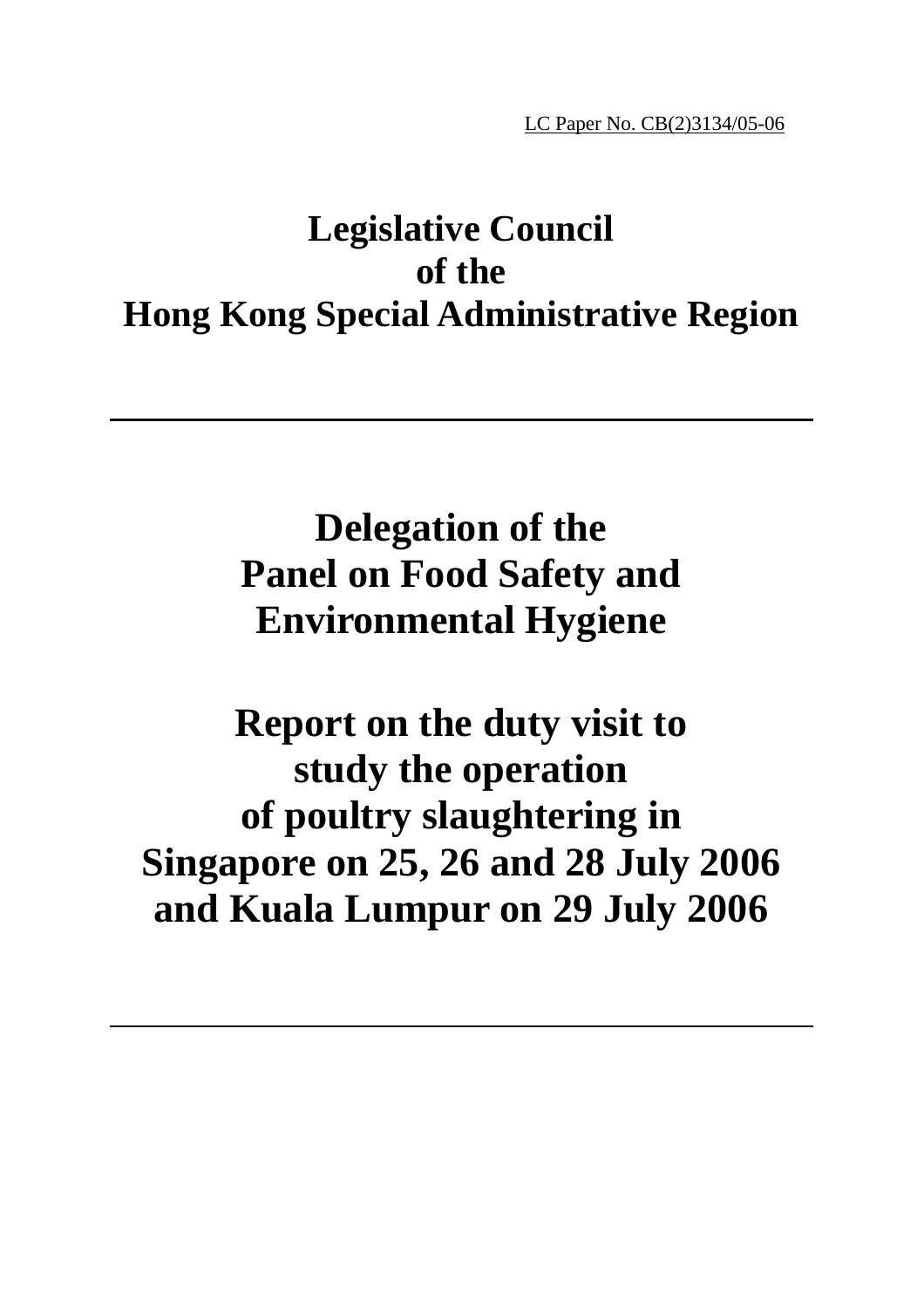LC Paper No. CB(2)3134/05-06

# Legislative Council
# of the
# Hong Kong Special Administrative Region

---

# Delegation of the
# Panel on Food Safety and
# Environmental Hygiene

# Report on the duty visit to
# study the operation
# of poultry slaughtering in
# Singapore on 25, 26 and 28 July 2006
# and Kuala Lumpur on 29 July 2006

---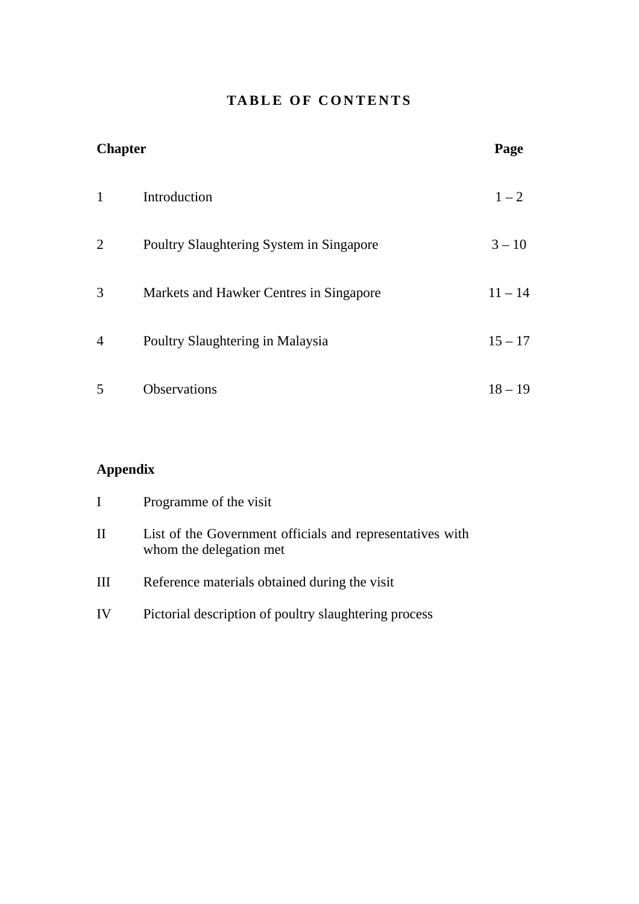# TABLE OF CONTENTS

| Chapter | | Page |
|---|---|---|
| 1 | Introduction | 1 – 2 |
| 2 | Poultry Slaughtering System in Singapore | 3 – 10 |
| 3 | Markets and Hawker Centres in Singapore | 11 – 14 |
| 4 | Poultry Slaughtering in Malaysia | 15 – 17 |
| 5 | Observations | 18 – 19 |

**Appendix**

| | |
|---|---|
| I | Programme of the visit |
| II | List of the Government officials and representatives with whom the delegation met |
| III | Reference materials obtained during the visit |
| IV | Pictorial description of poultry slaughtering process |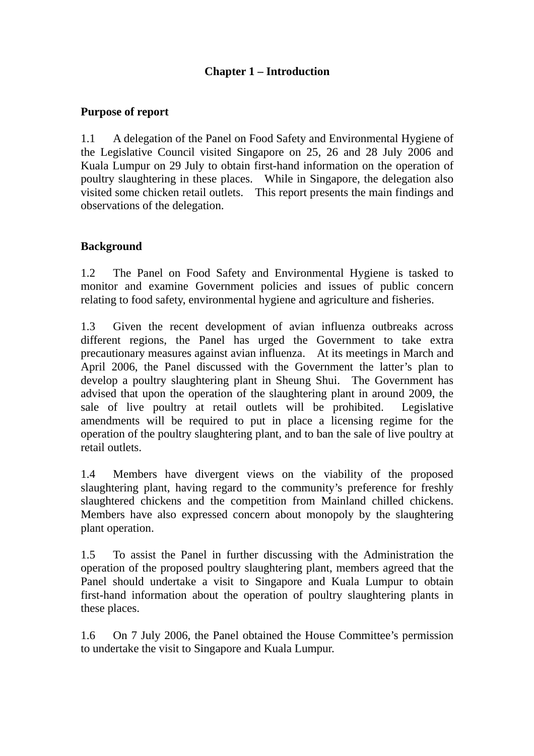# Chapter 1 – Introduction

## Purpose of report

1.1 A delegation of the Panel on Food Safety and Environmental Hygiene of the Legislative Council visited Singapore on 25, 26 and 28 July 2006 and Kuala Lumpur on 29 July to obtain first-hand information on the operation of poultry slaughtering in these places. While in Singapore, the delegation also visited some chicken retail outlets. This report presents the main findings and observations of the delegation.

## Background

1.2 The Panel on Food Safety and Environmental Hygiene is tasked to monitor and examine Government policies and issues of public concern relating to food safety, environmental hygiene and agriculture and fisheries.

1.3 Given the recent development of avian influenza outbreaks across different regions, the Panel has urged the Government to take extra precautionary measures against avian influenza. At its meetings in March and April 2006, the Panel discussed with the Government the latter's plan to develop a poultry slaughtering plant in Sheung Shui. The Government has advised that upon the operation of the slaughtering plant in around 2009, the sale of live poultry at retail outlets will be prohibited. Legislative amendments will be required to put in place a licensing regime for the operation of the poultry slaughtering plant, and to ban the sale of live poultry at retail outlets.

1.4 Members have divergent views on the viability of the proposed slaughtering plant, having regard to the community's preference for freshly slaughtered chickens and the competition from Mainland chilled chickens. Members have also expressed concern about monopoly by the slaughtering plant operation.

1.5 To assist the Panel in further discussing with the Administration the operation of the proposed poultry slaughtering plant, members agreed that the Panel should undertake a visit to Singapore and Kuala Lumpur to obtain first-hand information about the operation of poultry slaughtering plants in these places.

1.6 On 7 July 2006, the Panel obtained the House Committee's permission to undertake the visit to Singapore and Kuala Lumpur.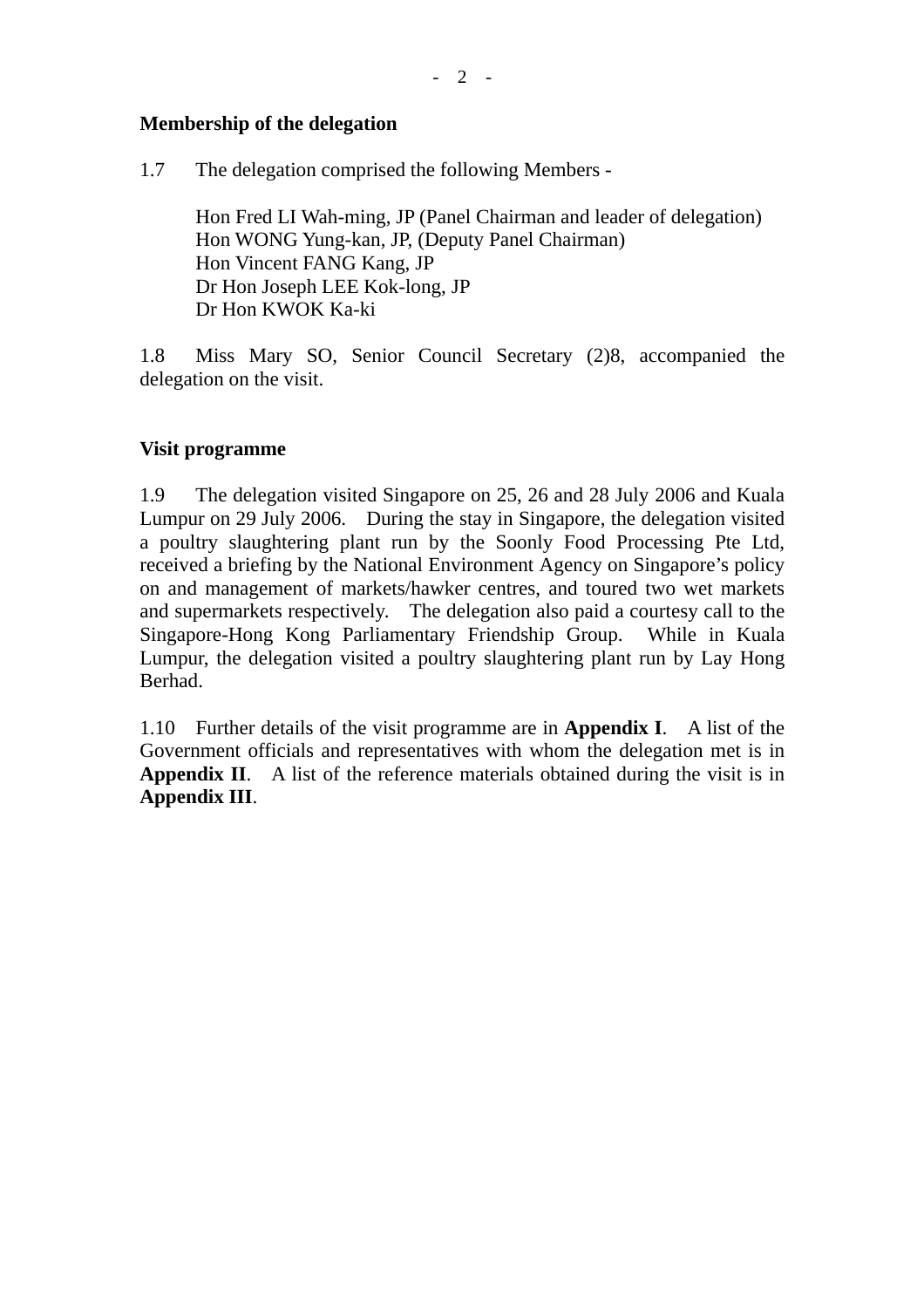**Membership of the delegation**

1.7 The delegation comprised the following Members -

Hon Fred LI Wah-ming, JP (Panel Chairman and leader of delegation)
Hon WONG Yung-kan, JP, (Deputy Panel Chairman)
Hon Vincent FANG Kang, JP
Dr Hon Joseph LEE Kok-long, JP
Dr Hon KWOK Ka-ki

1.8 Miss Mary SO, Senior Council Secretary (2)8, accompanied the delegation on the visit.

**Visit programme**

1.9 The delegation visited Singapore on 25, 26 and 28 July 2006 and Kuala Lumpur on 29 July 2006. During the stay in Singapore, the delegation visited a poultry slaughtering plant run by the Soonly Food Processing Pte Ltd, received a briefing by the National Environment Agency on Singapore's policy on and management of markets/hawker centres, and toured two wet markets and supermarkets respectively. The delegation also paid a courtesy call to the Singapore-Hong Kong Parliamentary Friendship Group. While in Kuala Lumpur, the delegation visited a poultry slaughtering plant run by Lay Hong Berhad.

1.10 Further details of the visit programme are in **Appendix I**. A list of the Government officials and representatives with whom the delegation met is in **Appendix II**. A list of the reference materials obtained during the visit is in **Appendix III**.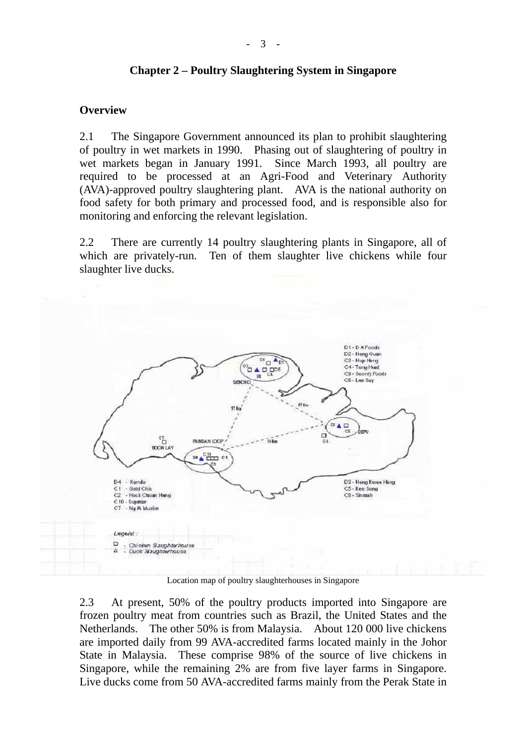## Chapter 2 – Poultry Slaughtering System in Singapore

### Overview

2.1 The Singapore Government announced its plan to prohibit slaughtering of poultry in wet markets in 1990. Phasing out of slaughtering of poultry in wet markets began in January 1991. Since March 1993, all poultry are required to be processed at an Agri-Food and Veterinary Authority (AVA)-approved poultry slaughtering plant. AVA is the national authority on food safety for both primary and processed food, and is responsible also for monitoring and enforcing the relevant legislation.

2.2 There are currently 14 poultry slaughtering plants in Singapore, all of which are privately-run. Ten of them slaughter live chickens while four slaughter live ducks.

Location map of poultry slaughterhouses in Singapore

2.3 At present, 50% of the poultry products imported into Singapore are frozen poultry meat from countries such as Brazil, the United States and the Netherlands. The other 50% is from Malaysia. About 120 000 live chickens are imported daily from 99 AVA-accredited farms located mainly in the Johor State in Malaysia. These comprise 98% of the source of live chickens in Singapore, while the remaining 2% are from five layer farms in Singapore. Live ducks come from 50 AVA-accredited farms mainly from the Perak State in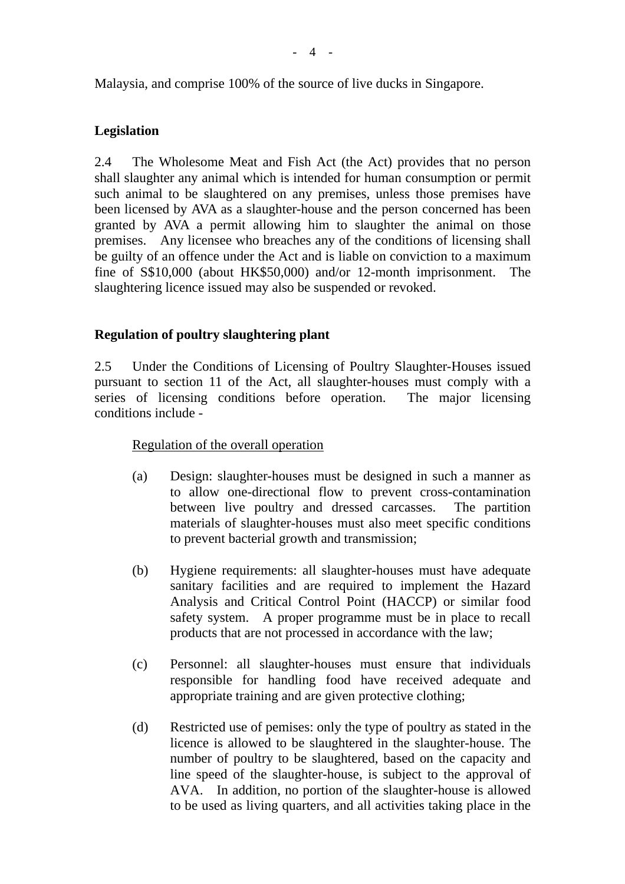Malaysia, and comprise 100% of the source of live ducks in Singapore.

**Legislation**

2.4 The Wholesome Meat and Fish Act (the Act) provides that no person shall slaughter any animal which is intended for human consumption or permit such animal to be slaughtered on any premises, unless those premises have been licensed by AVA as a slaughter-house and the person concerned has been granted by AVA a permit allowing him to slaughter the animal on those premises. Any licensee who breaches any of the conditions of licensing shall be guilty of an offence under the Act and is liable on conviction to a maximum fine of S$10,000 (about HK$50,000) and/or 12-month imprisonment. The slaughtering licence issued may also be suspended or revoked.

**Regulation of poultry slaughtering plant**

2.5 Under the Conditions of Licensing of Poultry Slaughter-Houses issued pursuant to section 11 of the Act, all slaughter-houses must comply with a series of licensing conditions before operation. The major licensing conditions include -

Regulation of the overall operation

(a) Design: slaughter-houses must be designed in such a manner as to allow one-directional flow to prevent cross-contamination between live poultry and dressed carcasses. The partition materials of slaughter-houses must also meet specific conditions to prevent bacterial growth and transmission;

(b) Hygiene requirements: all slaughter-houses must have adequate sanitary facilities and are required to implement the Hazard Analysis and Critical Control Point (HACCP) or similar food safety system. A proper programme must be in place to recall products that are not processed in accordance with the law;

(c) Personnel: all slaughter-houses must ensure that individuals responsible for handling food have received adequate and appropriate training and are given protective clothing;

(d) Restricted use of pemises: only the type of poultry as stated in the licence is allowed to be slaughtered in the slaughter-house. The number of poultry to be slaughtered, based on the capacity and line speed of the slaughter-house, is subject to the approval of AVA. In addition, no portion of the slaughter-house is allowed to be used as living quarters, and all activities taking place in the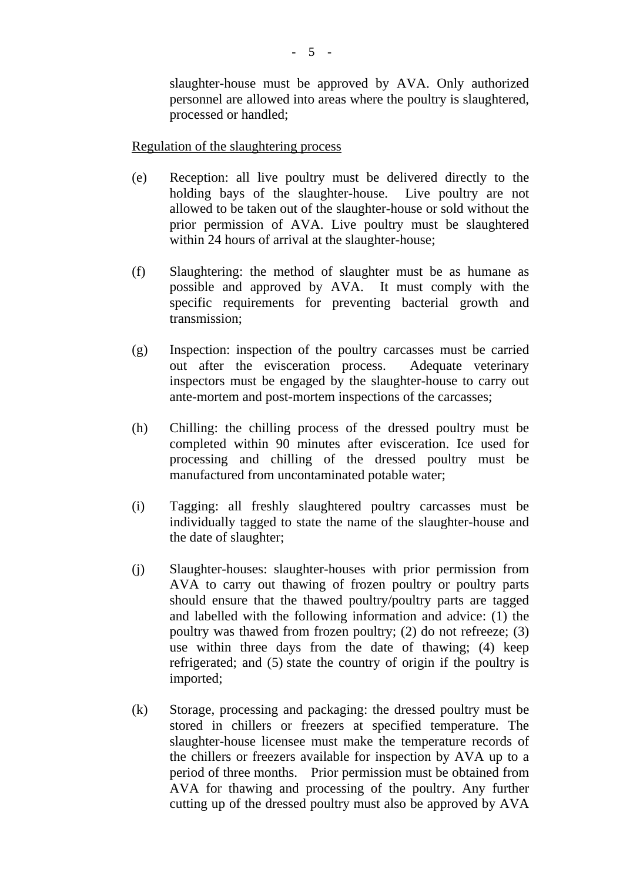slaughter-house must be approved by AVA. Only authorized personnel are allowed into areas where the poultry is slaughtered, processed or handled;

Regulation of the slaughtering process

(e) Reception: all live poultry must be delivered directly to the holding bays of the slaughter-house. Live poultry are not allowed to be taken out of the slaughter-house or sold without the prior permission of AVA. Live poultry must be slaughtered within 24 hours of arrival at the slaughter-house;

(f) Slaughtering: the method of slaughter must be as humane as possible and approved by AVA. It must comply with the specific requirements for preventing bacterial growth and transmission;

(g) Inspection: inspection of the poultry carcasses must be carried out after the evisceration process. Adequate veterinary inspectors must be engaged by the slaughter-house to carry out ante-mortem and post-mortem inspections of the carcasses;

(h) Chilling: the chilling process of the dressed poultry must be completed within 90 minutes after evisceration. Ice used for processing and chilling of the dressed poultry must be manufactured from uncontaminated potable water;

(i) Tagging: all freshly slaughtered poultry carcasses must be individually tagged to state the name of the slaughter-house and the date of slaughter;

(j) Slaughter-houses: slaughter-houses with prior permission from AVA to carry out thawing of frozen poultry or poultry parts should ensure that the thawed poultry/poultry parts are tagged and labelled with the following information and advice: (1) the poultry was thawed from frozen poultry; (2) do not refreeze; (3) use within three days from the date of thawing; (4) keep refrigerated; and (5) state the country of origin if the poultry is imported;

(k) Storage, processing and packaging: the dressed poultry must be stored in chillers or freezers at specified temperature. The slaughter-house licensee must make the temperature records of the chillers or freezers available for inspection by AVA up to a period of three months. Prior permission must be obtained from AVA for thawing and processing of the poultry. Any further cutting up of the dressed poultry must also be approved by AVA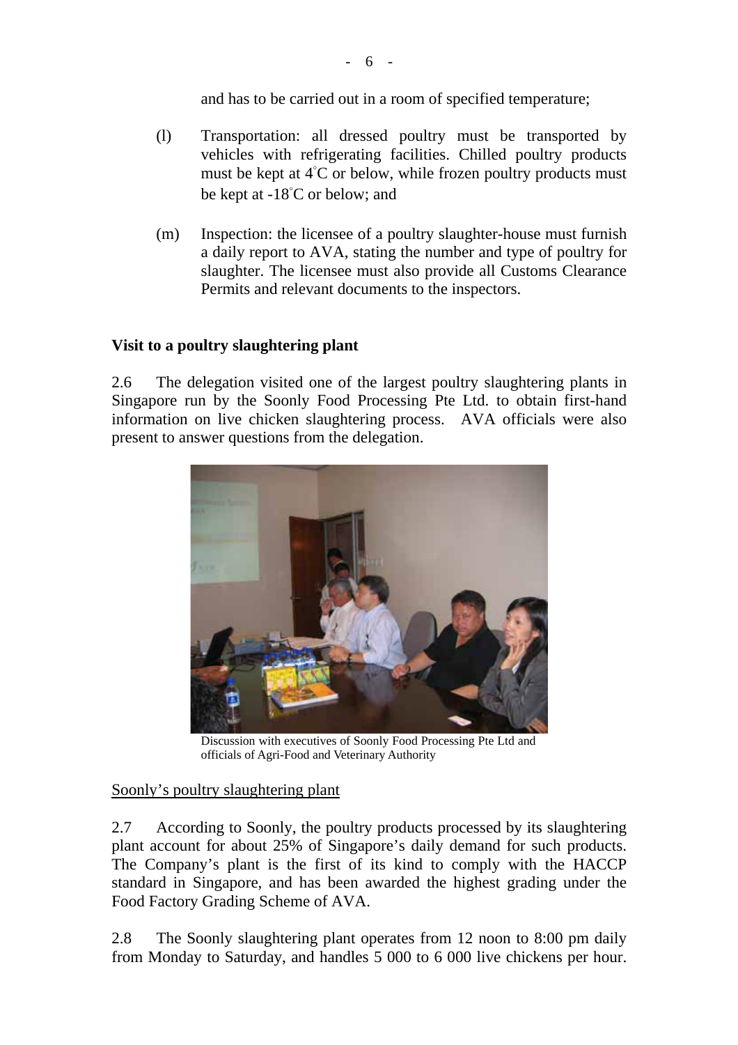and has to be carried out in a room of specified temperature;

(l) Transportation: all dressed poultry must be transported by vehicles with refrigerating facilities. Chilled poultry products must be kept at 4°C or below, while frozen poultry products must be kept at -18°C or below; and

(m) Inspection: the licensee of a poultry slaughter-house must furnish a daily report to AVA, stating the number and type of poultry for slaughter. The licensee must also provide all Customs Clearance Permits and relevant documents to the inspectors.

**Visit to a poultry slaughtering plant**

2.6 The delegation visited one of the largest poultry slaughtering plants in Singapore run by the Soonly Food Processing Pte Ltd. to obtain first-hand information on live chicken slaughtering process. AVA officials were also present to answer questions from the delegation.

Discussion with executives of Soonly Food Processing Pte Ltd and officials of Agri-Food and Veterinary Authority

Soonly's poultry slaughtering plant

2.7 According to Soonly, the poultry products processed by its slaughtering plant account for about 25% of Singapore's daily demand for such products. The Company's plant is the first of its kind to comply with the HACCP standard in Singapore, and has been awarded the highest grading under the Food Factory Grading Scheme of AVA.

2.8 The Soonly slaughtering plant operates from 12 noon to 8:00 pm daily from Monday to Saturday, and handles 5 000 to 6 000 live chickens per hour.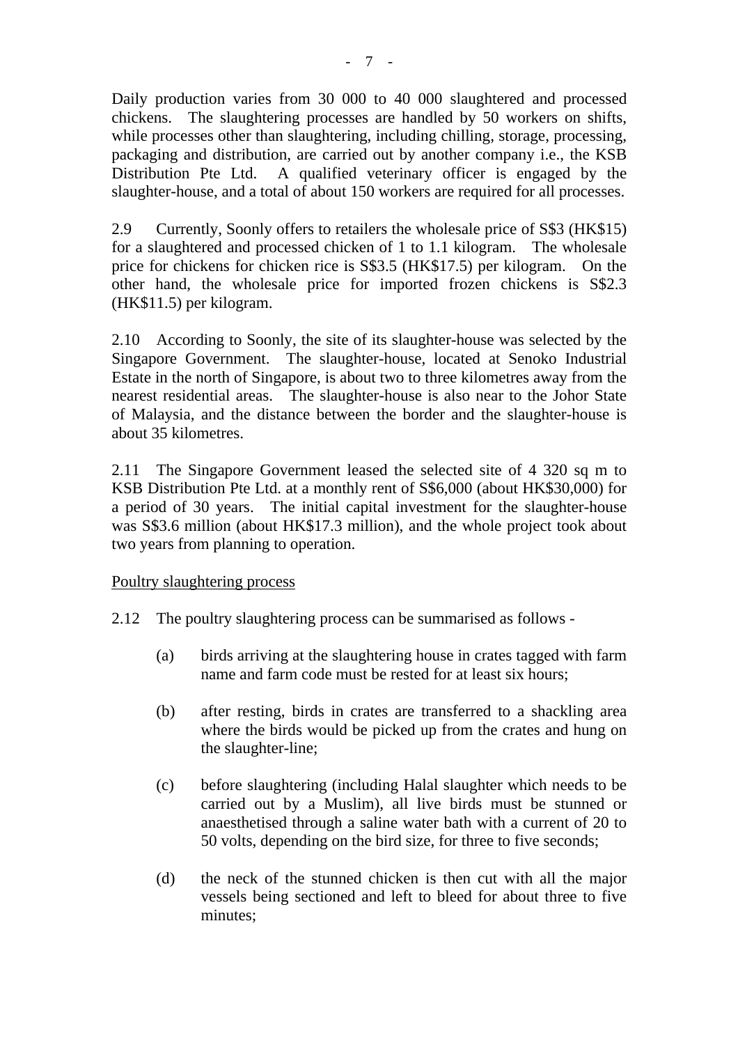Daily production varies from 30 000 to 40 000 slaughtered and processed chickens. The slaughtering processes are handled by 50 workers on shifts, while processes other than slaughtering, including chilling, storage, processing, packaging and distribution, are carried out by another company i.e., the KSB Distribution Pte Ltd. A qualified veterinary officer is engaged by the slaughter-house, and a total of about 150 workers are required for all processes.

2.9 Currently, Soonly offers to retailers the wholesale price of S$3 (HK$15) for a slaughtered and processed chicken of 1 to 1.1 kilogram. The wholesale price for chickens for chicken rice is S$3.5 (HK$17.5) per kilogram. On the other hand, the wholesale price for imported frozen chickens is S$2.3 (HK$11.5) per kilogram.

2.10 According to Soonly, the site of its slaughter-house was selected by the Singapore Government. The slaughter-house, located at Senoko Industrial Estate in the north of Singapore, is about two to three kilometres away from the nearest residential areas. The slaughter-house is also near to the Johor State of Malaysia, and the distance between the border and the slaughter-house is about 35 kilometres.

2.11 The Singapore Government leased the selected site of 4 320 sq m to KSB Distribution Pte Ltd. at a monthly rent of S$6,000 (about HK$30,000) for a period of 30 years. The initial capital investment for the slaughter-house was S$3.6 million (about HK$17.3 million), and the whole project took about two years from planning to operation.

<u>Poultry slaughtering process</u>

2.12 The poultry slaughtering process can be summarised as follows -

(a) birds arriving at the slaughtering house in crates tagged with farm name and farm code must be rested for at least six hours;

(b) after resting, birds in crates are transferred to a shackling area where the birds would be picked up from the crates and hung on the slaughter-line;

(c) before slaughtering (including Halal slaughter which needs to be carried out by a Muslim), all live birds must be stunned or anaesthetised through a saline water bath with a current of 20 to 50 volts, depending on the bird size, for three to five seconds;

(d) the neck of the stunned chicken is then cut with all the major vessels being sectioned and left to bleed for about three to five minutes;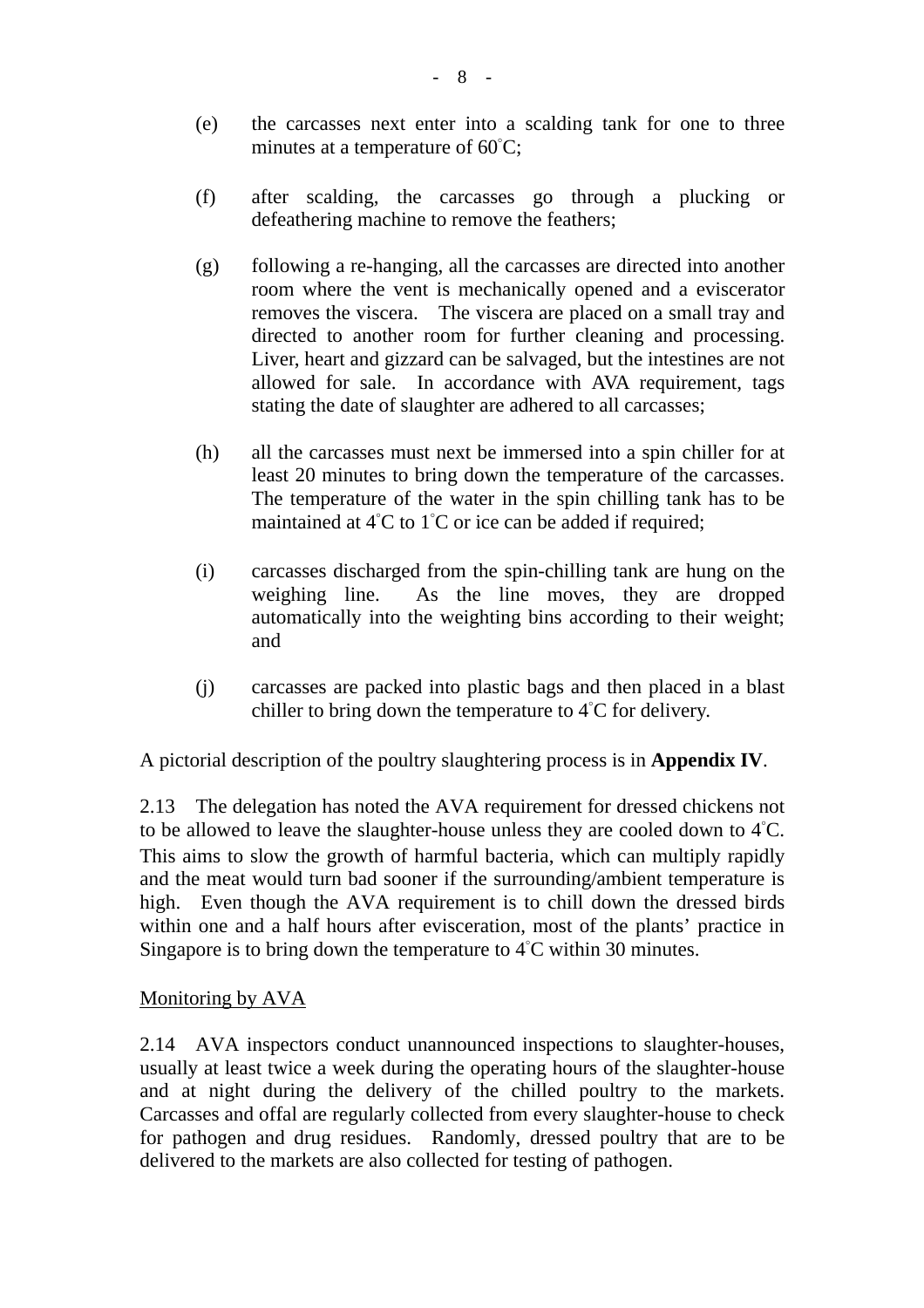(e) the carcasses next enter into a scalding tank for one to three minutes at a temperature of 60°C;

(f) after scalding, the carcasses go through a plucking or defeathering machine to remove the feathers;

(g) following a re-hanging, all the carcasses are directed into another room where the vent is mechanically opened and a eviscerator removes the viscera. The viscera are placed on a small tray and directed to another room for further cleaning and processing. Liver, heart and gizzard can be salvaged, but the intestines are not allowed for sale. In accordance with AVA requirement, tags stating the date of slaughter are adhered to all carcasses;

(h) all the carcasses must next be immersed into a spin chiller for at least 20 minutes to bring down the temperature of the carcasses. The temperature of the water in the spin chilling tank has to be maintained at 4°C to 1°C or ice can be added if required;

(i) carcasses discharged from the spin-chilling tank are hung on the weighing line. As the line moves, they are dropped automatically into the weighting bins according to their weight; and

(j) carcasses are packed into plastic bags and then placed in a blast chiller to bring down the temperature to 4°C for delivery.

A pictorial description of the poultry slaughtering process is in **Appendix IV**.

2.13 The delegation has noted the AVA requirement for dressed chickens not to be allowed to leave the slaughter-house unless they are cooled down to 4°C. This aims to slow the growth of harmful bacteria, which can multiply rapidly and the meat would turn bad sooner if the surrounding/ambient temperature is high. Even though the AVA requirement is to chill down the dressed birds within one and a half hours after evisceration, most of the plants' practice in Singapore is to bring down the temperature to 4°C within 30 minutes.

Monitoring by AVA

2.14 AVA inspectors conduct unannounced inspections to slaughter-houses, usually at least twice a week during the operating hours of the slaughter-house and at night during the delivery of the chilled poultry to the markets. Carcasses and offal are regularly collected from every slaughter-house to check for pathogen and drug residues. Randomly, dressed poultry that are to be delivered to the markets are also collected for testing of pathogen.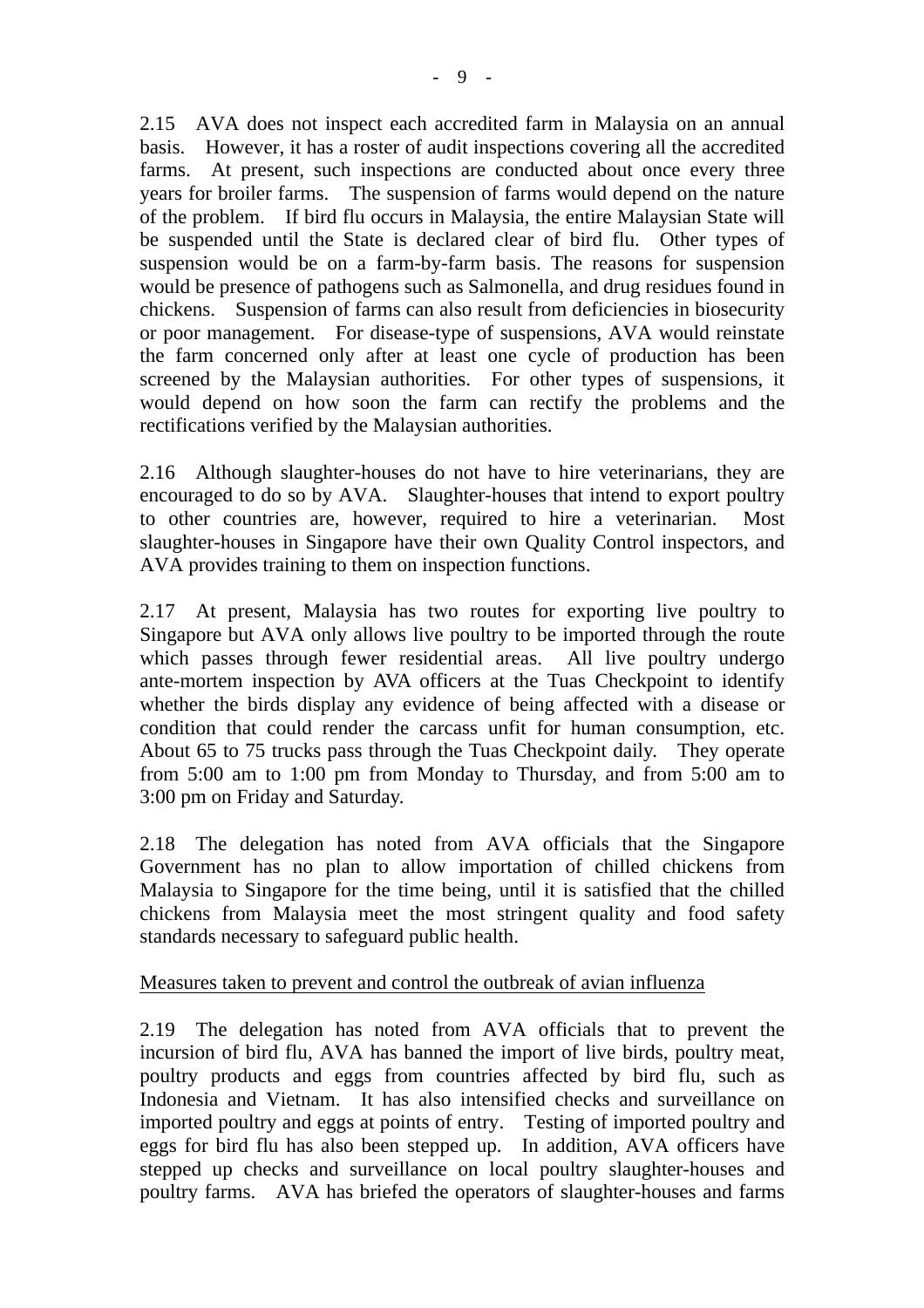2.15 AVA does not inspect each accredited farm in Malaysia on an annual basis. However, it has a roster of audit inspections covering all the accredited farms. At present, such inspections are conducted about once every three years for broiler farms. The suspension of farms would depend on the nature of the problem. If bird flu occurs in Malaysia, the entire Malaysian State will be suspended until the State is declared clear of bird flu. Other types of suspension would be on a farm-by-farm basis. The reasons for suspension would be presence of pathogens such as Salmonella, and drug residues found in chickens. Suspension of farms can also result from deficiencies in biosecurity or poor management. For disease-type of suspensions, AVA would reinstate the farm concerned only after at least one cycle of production has been screened by the Malaysian authorities. For other types of suspensions, it would depend on how soon the farm can rectify the problems and the rectifications verified by the Malaysian authorities.

2.16 Although slaughter-houses do not have to hire veterinarians, they are encouraged to do so by AVA. Slaughter-houses that intend to export poultry to other countries are, however, required to hire a veterinarian. Most slaughter-houses in Singapore have their own Quality Control inspectors, and AVA provides training to them on inspection functions.

2.17 At present, Malaysia has two routes for exporting live poultry to Singapore but AVA only allows live poultry to be imported through the route which passes through fewer residential areas. All live poultry undergo ante-mortem inspection by AVA officers at the Tuas Checkpoint to identify whether the birds display any evidence of being affected with a disease or condition that could render the carcass unfit for human consumption, etc. About 65 to 75 trucks pass through the Tuas Checkpoint daily. They operate from 5:00 am to 1:00 pm from Monday to Thursday, and from 5:00 am to 3:00 pm on Friday and Saturday.

2.18 The delegation has noted from AVA officials that the Singapore Government has no plan to allow importation of chilled chickens from Malaysia to Singapore for the time being, until it is satisfied that the chilled chickens from Malaysia meet the most stringent quality and food safety standards necessary to safeguard public health.

Measures taken to prevent and control the outbreak of avian influenza

2.19 The delegation has noted from AVA officials that to prevent the incursion of bird flu, AVA has banned the import of live birds, poultry meat, poultry products and eggs from countries affected by bird flu, such as Indonesia and Vietnam. It has also intensified checks and surveillance on imported poultry and eggs at points of entry. Testing of imported poultry and eggs for bird flu has also been stepped up. In addition, AVA officers have stepped up checks and surveillance on local poultry slaughter-houses and poultry farms. AVA has briefed the operators of slaughter-houses and farms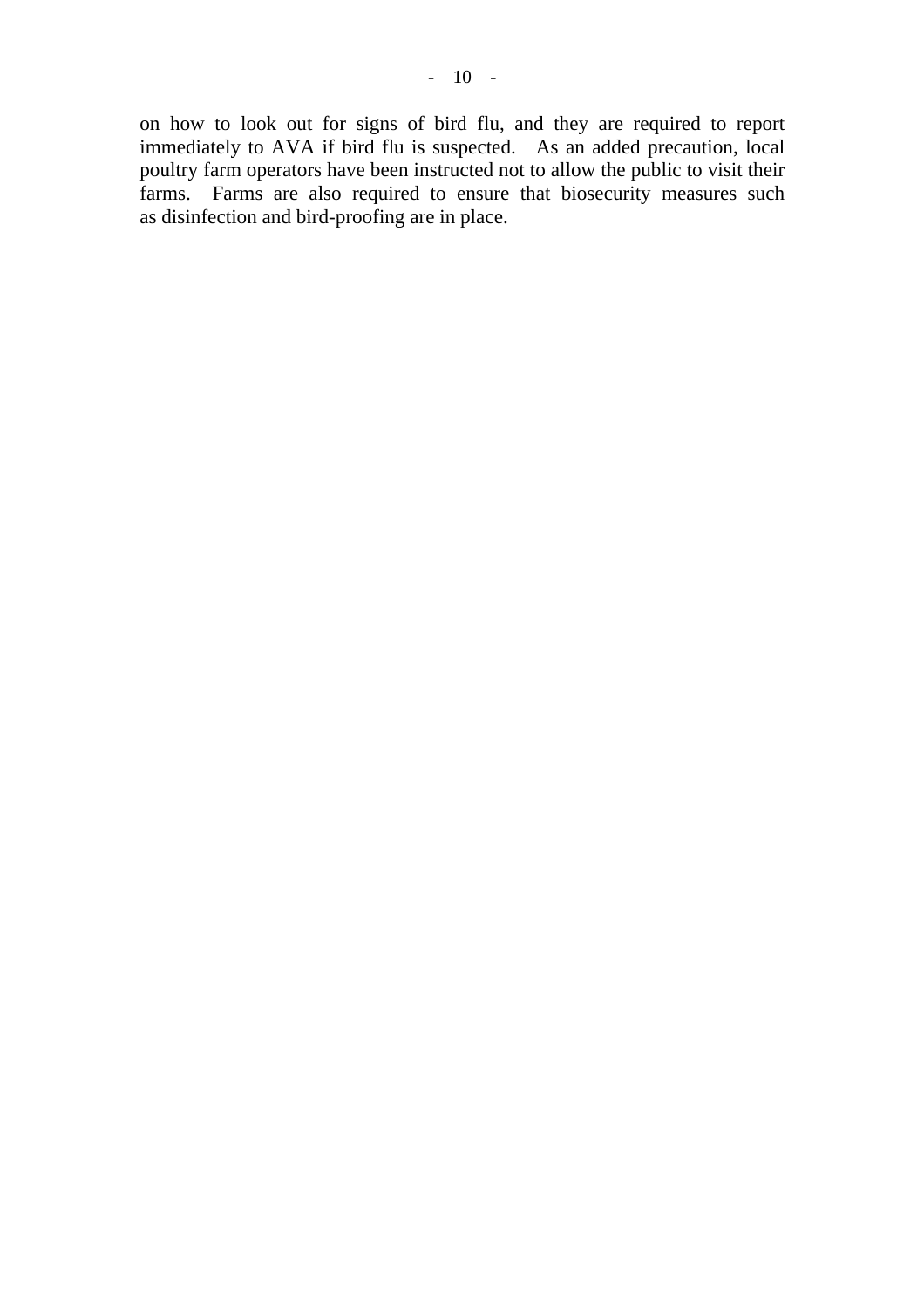on how to look out for signs of bird flu, and they are required to report immediately to AVA if bird flu is suspected. As an added precaution, local poultry farm operators have been instructed not to allow the public to visit their farms. Farms are also required to ensure that biosecurity measures such as disinfection and bird-proofing are in place.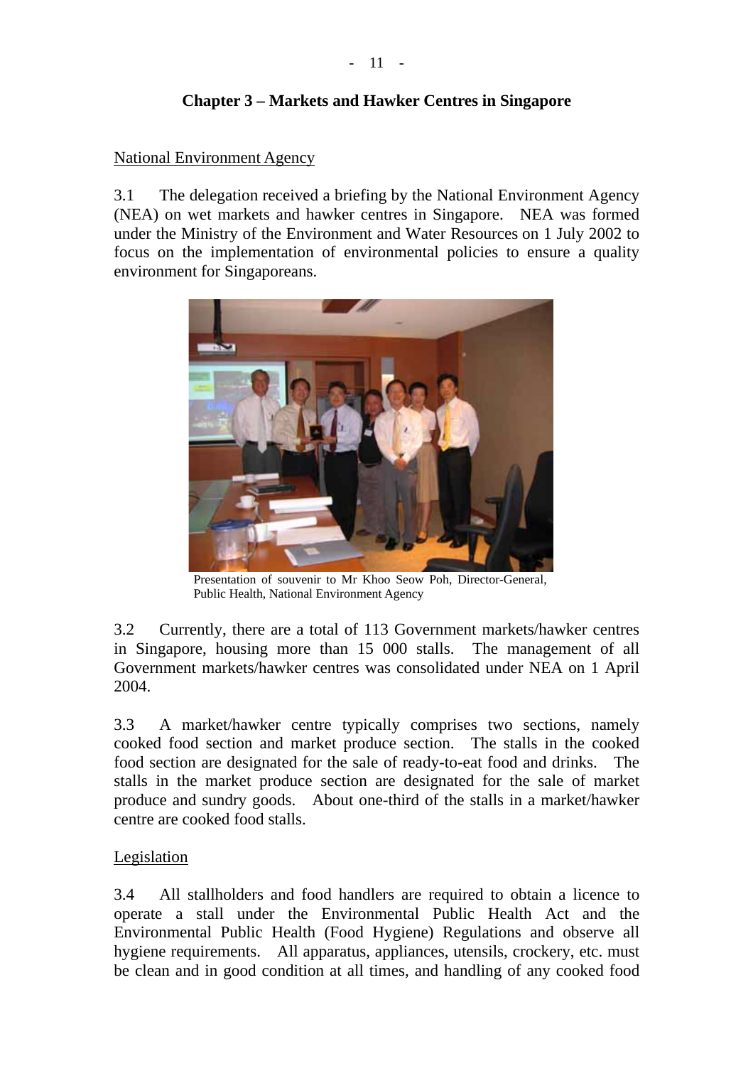## Chapter 3 – Markets and Hawker Centres in Singapore

National Environment Agency

3.1 The delegation received a briefing by the National Environment Agency (NEA) on wet markets and hawker centres in Singapore. NEA was formed under the Ministry of the Environment and Water Resources on 1 July 2002 to focus on the implementation of environmental policies to ensure a quality environment for Singaporeans.

Presentation of souvenir to Mr Khoo Seow Poh, Director-General, Public Health, National Environment Agency

3.2 Currently, there are a total of 113 Government markets/hawker centres in Singapore, housing more than 15 000 stalls. The management of all Government markets/hawker centres was consolidated under NEA on 1 April 2004.

3.3 A market/hawker centre typically comprises two sections, namely cooked food section and market produce section. The stalls in the cooked food section are designated for the sale of ready-to-eat food and drinks. The stalls in the market produce section are designated for the sale of market produce and sundry goods. About one-third of the stalls in a market/hawker centre are cooked food stalls.

Legislation

3.4 All stallholders and food handlers are required to obtain a licence to operate a stall under the Environmental Public Health Act and the Environmental Public Health (Food Hygiene) Regulations and observe all hygiene requirements. All apparatus, appliances, utensils, crockery, etc. must be clean and in good condition at all times, and handling of any cooked food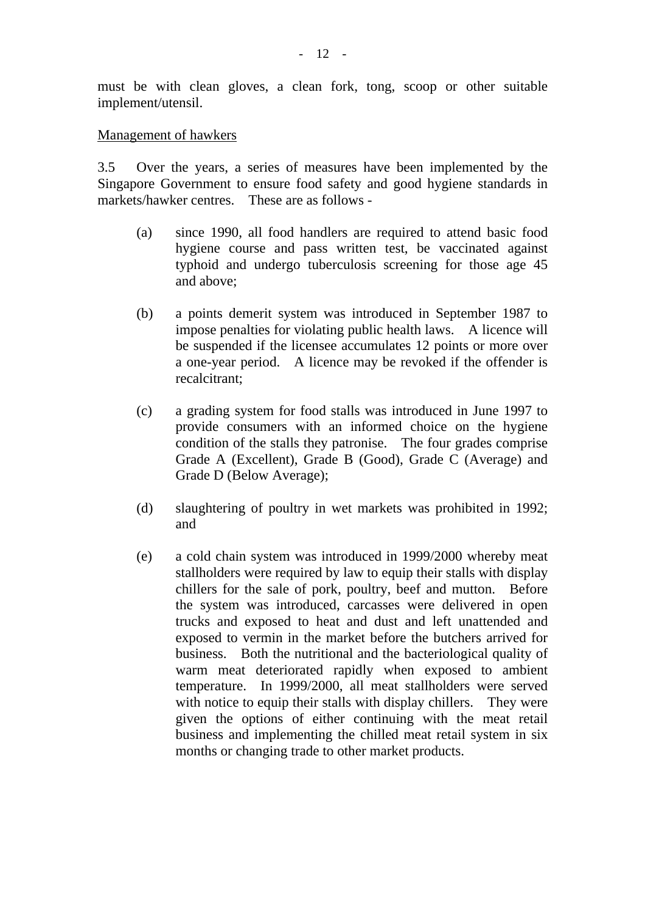must be with clean gloves, a clean fork, tong, scoop or other suitable implement/utensil.

Management of hawkers

3.5 Over the years, a series of measures have been implemented by the Singapore Government to ensure food safety and good hygiene standards in markets/hawker centres. These are as follows -

(a) since 1990, all food handlers are required to attend basic food hygiene course and pass written test, be vaccinated against typhoid and undergo tuberculosis screening for those age 45 and above;

(b) a points demerit system was introduced in September 1987 to impose penalties for violating public health laws. A licence will be suspended if the licensee accumulates 12 points or more over a one-year period. A licence may be revoked if the offender is recalcitrant;

(c) a grading system for food stalls was introduced in June 1997 to provide consumers with an informed choice on the hygiene condition of the stalls they patronise. The four grades comprise Grade A (Excellent), Grade B (Good), Grade C (Average) and Grade D (Below Average);

(d) slaughtering of poultry in wet markets was prohibited in 1992; and

(e) a cold chain system was introduced in 1999/2000 whereby meat stallholders were required by law to equip their stalls with display chillers for the sale of pork, poultry, beef and mutton. Before the system was introduced, carcasses were delivered in open trucks and exposed to heat and dust and left unattended and exposed to vermin in the market before the butchers arrived for business. Both the nutritional and the bacteriological quality of warm meat deteriorated rapidly when exposed to ambient temperature. In 1999/2000, all meat stallholders were served with notice to equip their stalls with display chillers. They were given the options of either continuing with the meat retail business and implementing the chilled meat retail system in six months or changing trade to other market products.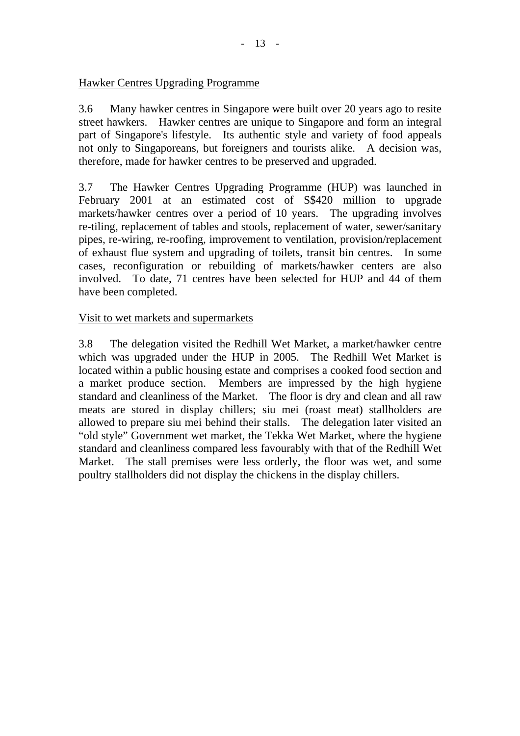Hawker Centres Upgrading Programme

3.6 Many hawker centres in Singapore were built over 20 years ago to resite street hawkers. Hawker centres are unique to Singapore and form an integral part of Singapore's lifestyle. Its authentic style and variety of food appeals not only to Singaporeans, but foreigners and tourists alike. A decision was, therefore, made for hawker centres to be preserved and upgraded.

3.7 The Hawker Centres Upgrading Programme (HUP) was launched in February 2001 at an estimated cost of S$420 million to upgrade markets/hawker centres over a period of 10 years. The upgrading involves re-tiling, replacement of tables and stools, replacement of water, sewer/sanitary pipes, re-wiring, re-roofing, improvement to ventilation, provision/replacement of exhaust flue system and upgrading of toilets, transit bin centres. In some cases, reconfiguration or rebuilding of markets/hawker centers are also involved. To date, 71 centres have been selected for HUP and 44 of them have been completed.

Visit to wet markets and supermarkets

3.8 The delegation visited the Redhill Wet Market, a market/hawker centre which was upgraded under the HUP in 2005. The Redhill Wet Market is located within a public housing estate and comprises a cooked food section and a market produce section. Members are impressed by the high hygiene standard and cleanliness of the Market. The floor is dry and clean and all raw meats are stored in display chillers; siu mei (roast meat) stallholders are allowed to prepare siu mei behind their stalls. The delegation later visited an "old style" Government wet market, the Tekka Wet Market, where the hygiene standard and cleanliness compared less favourably with that of the Redhill Wet Market. The stall premises were less orderly, the floor was wet, and some poultry stallholders did not display the chickens in the display chillers.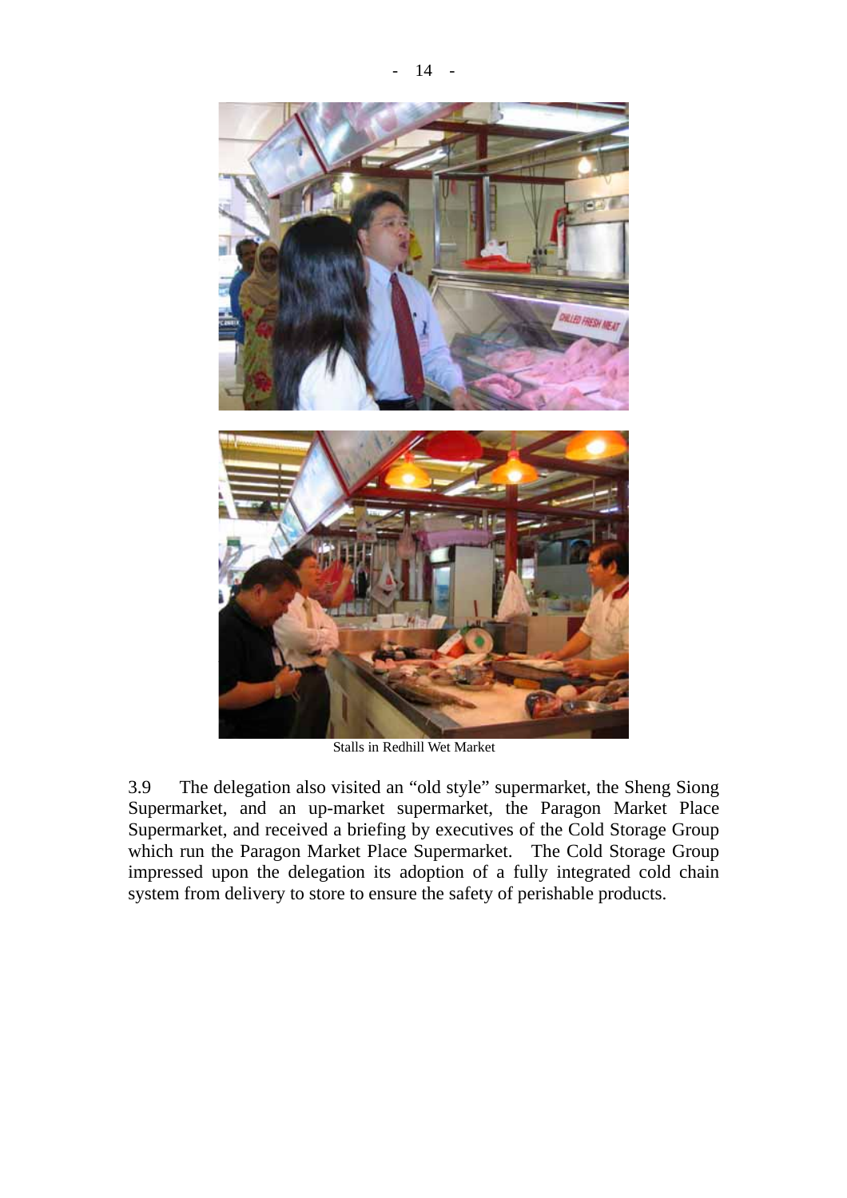Stalls in Redhill Wet Market

3.9 The delegation also visited an "old style" supermarket, the Sheng Siong Supermarket, and an up-market supermarket, the Paragon Market Place Supermarket, and received a briefing by executives of the Cold Storage Group which run the Paragon Market Place Supermarket. The Cold Storage Group impressed upon the delegation its adoption of a fully integrated cold chain system from delivery to store to ensure the safety of perishable products.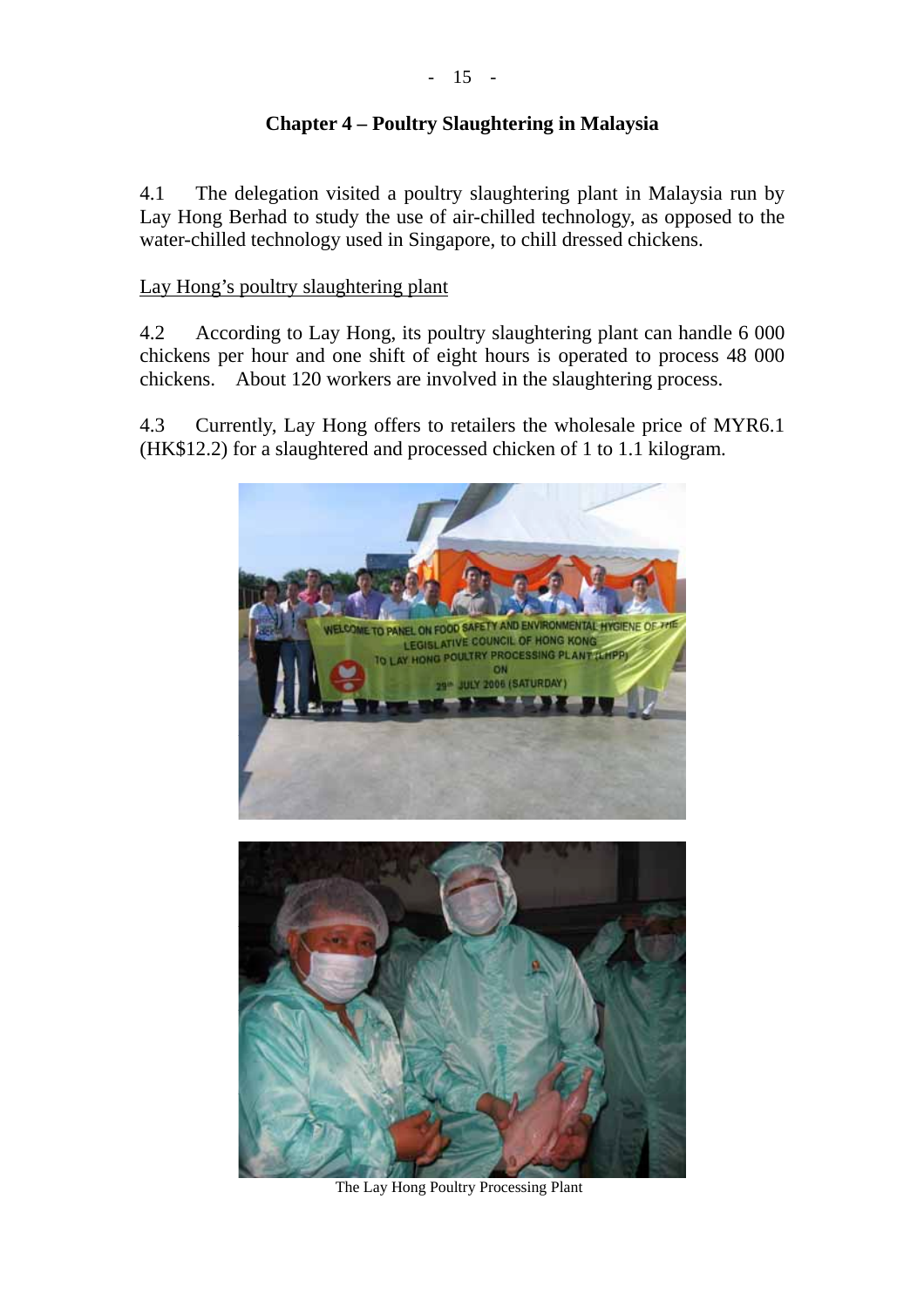## Chapter 4 – Poultry Slaughtering in Malaysia

4.1 The delegation visited a poultry slaughtering plant in Malaysia run by Lay Hong Berhad to study the use of air-chilled technology, as opposed to the water-chilled technology used in Singapore, to chill dressed chickens.

Lay Hong's poultry slaughtering plant

4.2 According to Lay Hong, its poultry slaughtering plant can handle 6 000 chickens per hour and one shift of eight hours is operated to process 48 000 chickens. About 120 workers are involved in the slaughtering process.

4.3 Currently, Lay Hong offers to retailers the wholesale price of MYR6.1 (HK$12.2) for a slaughtered and processed chicken of 1 to 1.1 kilogram.

The Lay Hong Poultry Processing Plant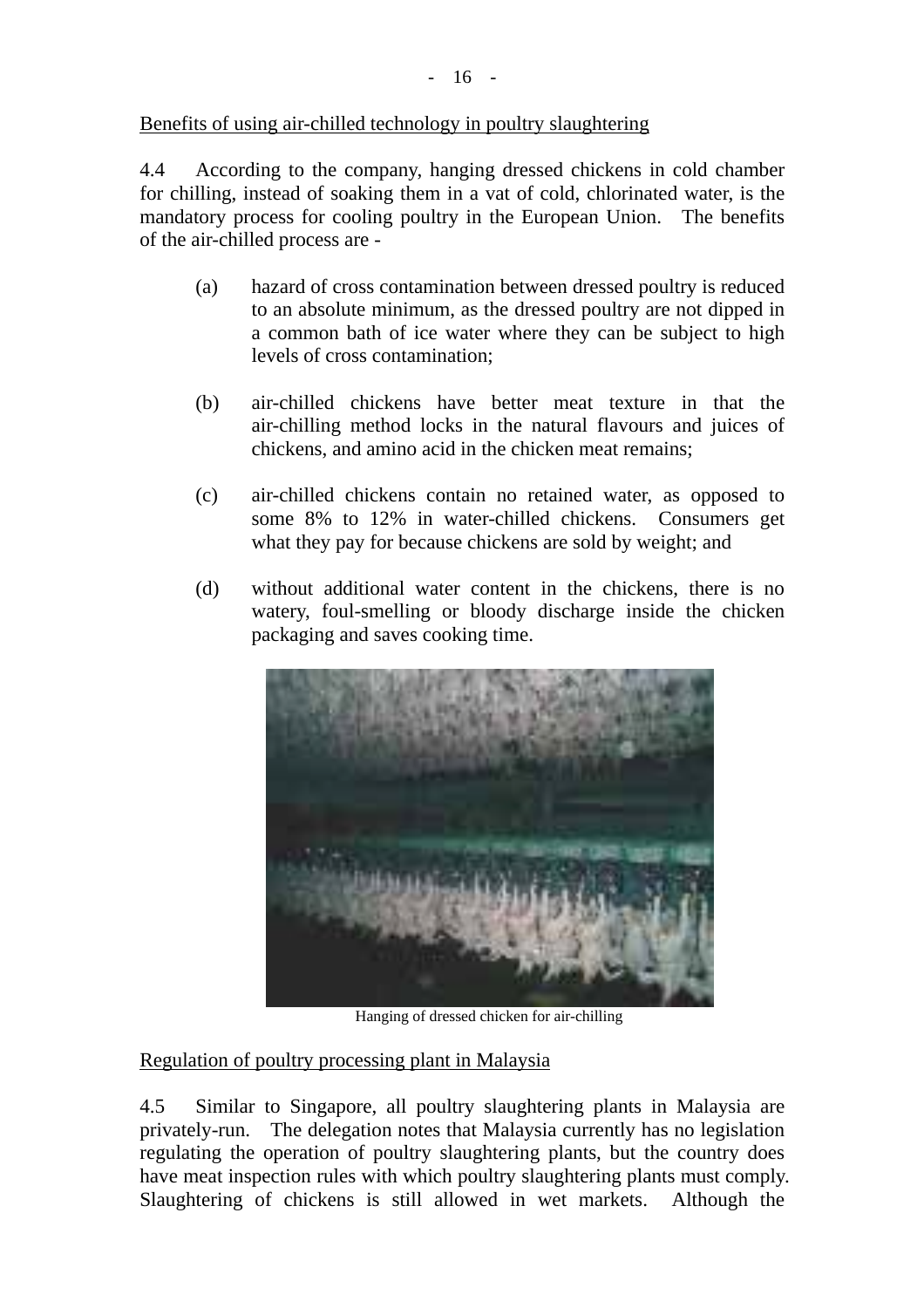Benefits of using air-chilled technology in poultry slaughtering

4.4 According to the company, hanging dressed chickens in cold chamber for chilling, instead of soaking them in a vat of cold, chlorinated water, is the mandatory process for cooling poultry in the European Union. The benefits of the air-chilled process are -

(a) hazard of cross contamination between dressed poultry is reduced to an absolute minimum, as the dressed poultry are not dipped in a common bath of ice water where they can be subject to high levels of cross contamination;

(b) air-chilled chickens have better meat texture in that the air-chilling method locks in the natural flavours and juices of chickens, and amino acid in the chicken meat remains;

(c) air-chilled chickens contain no retained water, as opposed to some 8% to 12% in water-chilled chickens. Consumers get what they pay for because chickens are sold by weight; and

(d) without additional water content in the chickens, there is no watery, foul-smelling or bloody discharge inside the chicken packaging and saves cooking time.

Hanging of dressed chicken for air-chilling

Regulation of poultry processing plant in Malaysia

4.5 Similar to Singapore, all poultry slaughtering plants in Malaysia are privately-run. The delegation notes that Malaysia currently has no legislation regulating the operation of poultry slaughtering plants, but the country does have meat inspection rules with which poultry slaughtering plants must comply. Slaughtering of chickens is still allowed in wet markets. Although the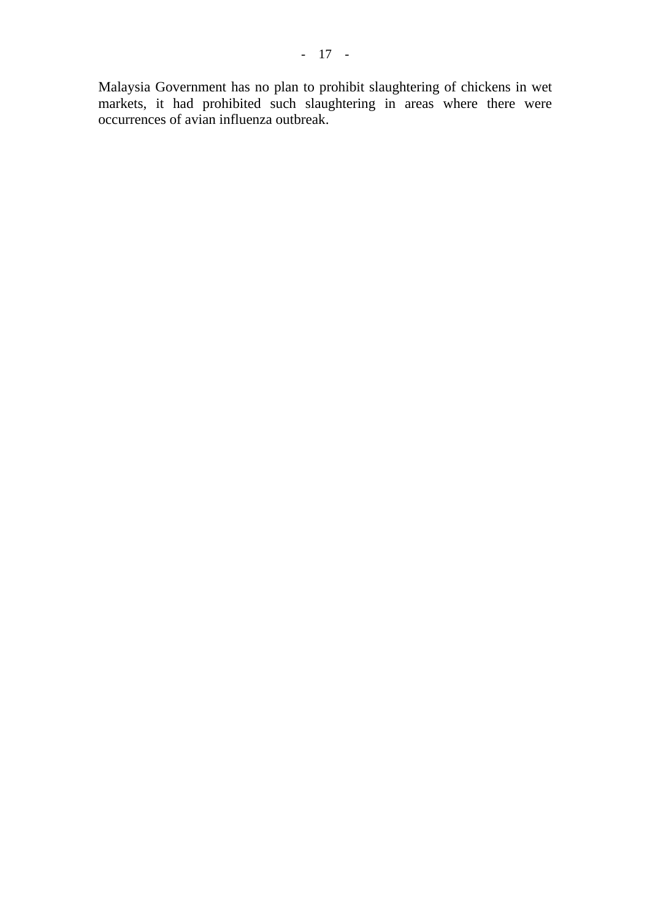Malaysia Government has no plan to prohibit slaughtering of chickens in wet markets, it had prohibited such slaughtering in areas where there were occurrences of avian influenza outbreak.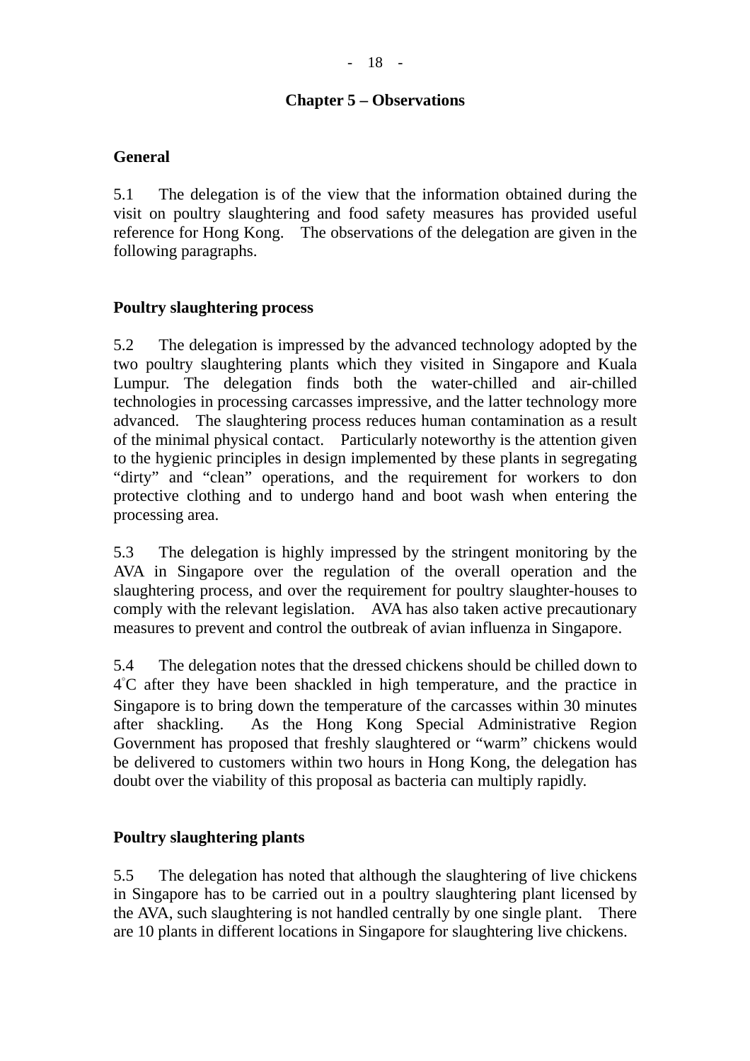## Chapter 5 – Observations

### General

5.1 The delegation is of the view that the information obtained during the visit on poultry slaughtering and food safety measures has provided useful reference for Hong Kong. The observations of the delegation are given in the following paragraphs.

### Poultry slaughtering process

5.2 The delegation is impressed by the advanced technology adopted by the two poultry slaughtering plants which they visited in Singapore and Kuala Lumpur. The delegation finds both the water-chilled and air-chilled technologies in processing carcasses impressive, and the latter technology more advanced. The slaughtering process reduces human contamination as a result of the minimal physical contact. Particularly noteworthy is the attention given to the hygienic principles in design implemented by these plants in segregating "dirty" and "clean" operations, and the requirement for workers to don protective clothing and to undergo hand and boot wash when entering the processing area.

5.3 The delegation is highly impressed by the stringent monitoring by the AVA in Singapore over the regulation of the overall operation and the slaughtering process, and over the requirement for poultry slaughter-houses to comply with the relevant legislation. AVA has also taken active precautionary measures to prevent and control the outbreak of avian influenza in Singapore.

5.4 The delegation notes that the dressed chickens should be chilled down to 4°C after they have been shackled in high temperature, and the practice in Singapore is to bring down the temperature of the carcasses within 30 minutes after shackling. As the Hong Kong Special Administrative Region Government has proposed that freshly slaughtered or "warm" chickens would be delivered to customers within two hours in Hong Kong, the delegation has doubt over the viability of this proposal as bacteria can multiply rapidly.

### Poultry slaughtering plants

5.5 The delegation has noted that although the slaughtering of live chickens in Singapore has to be carried out in a poultry slaughtering plant licensed by the AVA, such slaughtering is not handled centrally by one single plant. There are 10 plants in different locations in Singapore for slaughtering live chickens.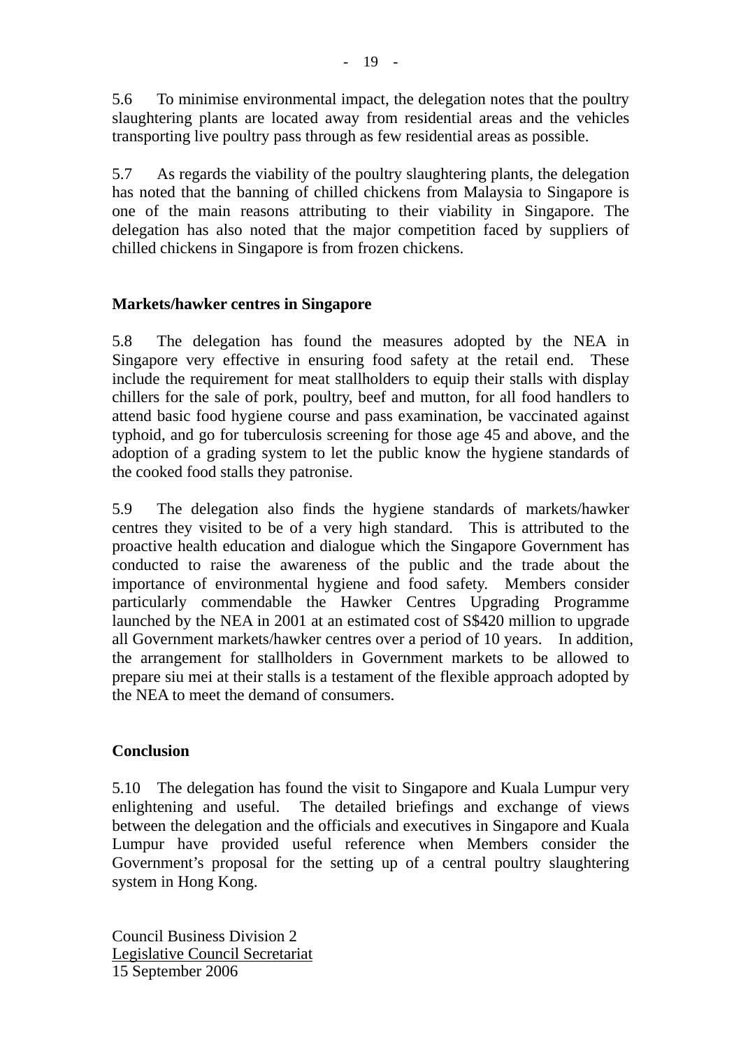5.6 To minimise environmental impact, the delegation notes that the poultry slaughtering plants are located away from residential areas and the vehicles transporting live poultry pass through as few residential areas as possible.

5.7 As regards the viability of the poultry slaughtering plants, the delegation has noted that the banning of chilled chickens from Malaysia to Singapore is one of the main reasons attributing to their viability in Singapore. The delegation has also noted that the major competition faced by suppliers of chilled chickens in Singapore is from frozen chickens.

**Markets/hawker centres in Singapore**

5.8 The delegation has found the measures adopted by the NEA in Singapore very effective in ensuring food safety at the retail end. These include the requirement for meat stallholders to equip their stalls with display chillers for the sale of pork, poultry, beef and mutton, for all food handlers to attend basic food hygiene course and pass examination, be vaccinated against typhoid, and go for tuberculosis screening for those age 45 and above, and the adoption of a grading system to let the public know the hygiene standards of the cooked food stalls they patronise.

5.9 The delegation also finds the hygiene standards of markets/hawker centres they visited to be of a very high standard. This is attributed to the proactive health education and dialogue which the Singapore Government has conducted to raise the awareness of the public and the trade about the importance of environmental hygiene and food safety. Members consider particularly commendable the Hawker Centres Upgrading Programme launched by the NEA in 2001 at an estimated cost of S$420 million to upgrade all Government markets/hawker centres over a period of 10 years. In addition, the arrangement for stallholders in Government markets to be allowed to prepare siu mei at their stalls is a testament of the flexible approach adopted by the NEA to meet the demand of consumers.

**Conclusion**

5.10 The delegation has found the visit to Singapore and Kuala Lumpur very enlightening and useful. The detailed briefings and exchange of views between the delegation and the officials and executives in Singapore and Kuala Lumpur have provided useful reference when Members consider the Government's proposal for the setting up of a central poultry slaughtering system in Hong Kong.

Council Business Division 2
Legislative Council Secretariat
15 September 2006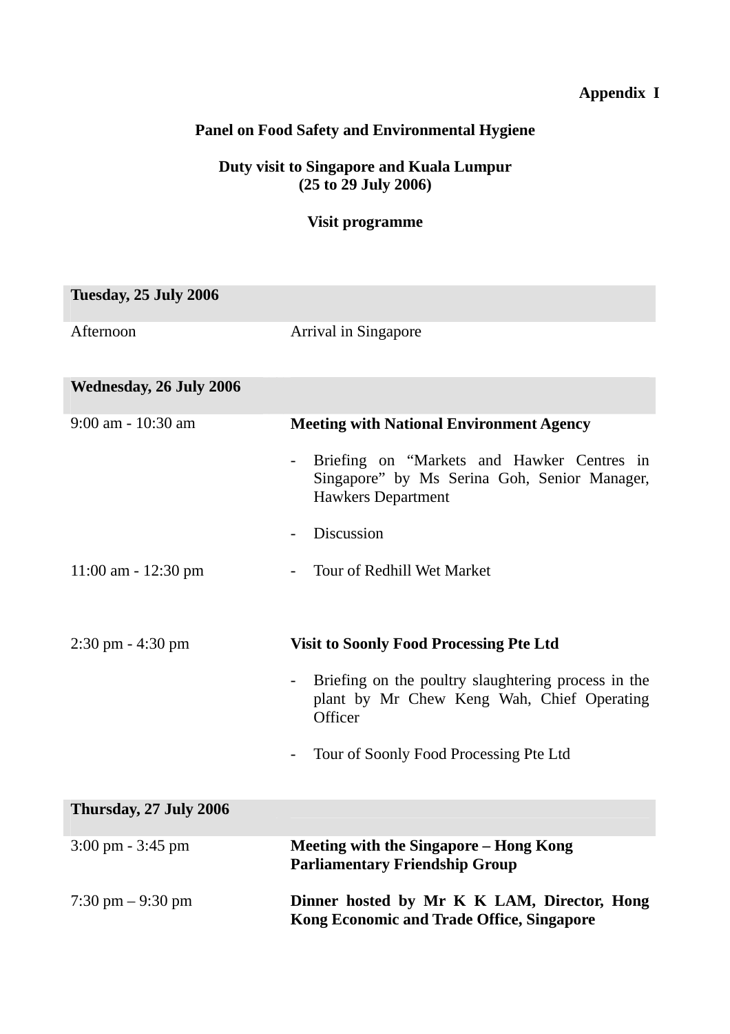**Appendix I**

**Panel on Food Safety and Environmental Hygiene**

**Duty visit to Singapore and Kuala Lumpur**
**(25 to 29 July 2006)**

**Visit programme**

| **Tuesday, 25 July 2006** | |
|---|---|
| Afternoon | Arrival in Singapore |
| **Wednesday, 26 July 2006** | |
| 9:00 am - 10:30 am | **Meeting with National Environment Agency**<br><br>- Briefing on "Markets and Hawker Centres in Singapore" by Ms Serina Goh, Senior Manager, Hawkers Department<br><br>- Discussion |
| 11:00 am - 12:30 pm | - Tour of Redhill Wet Market |
| 2:30 pm - 4:30 pm | **Visit to Soonly Food Processing Pte Ltd**<br><br>- Briefing on the poultry slaughtering process in the plant by Mr Chew Keng Wah, Chief Operating Officer<br><br>- Tour of Soonly Food Processing Pte Ltd |
| **Thursday, 27 July 2006** | |
| 3:00 pm - 3:45 pm | **Meeting with the Singapore – Hong Kong Parliamentary Friendship Group** |
| 7:30 pm – 9:30 pm | **Dinner hosted by Mr K K LAM, Director, Hong Kong Economic and Trade Office, Singapore** |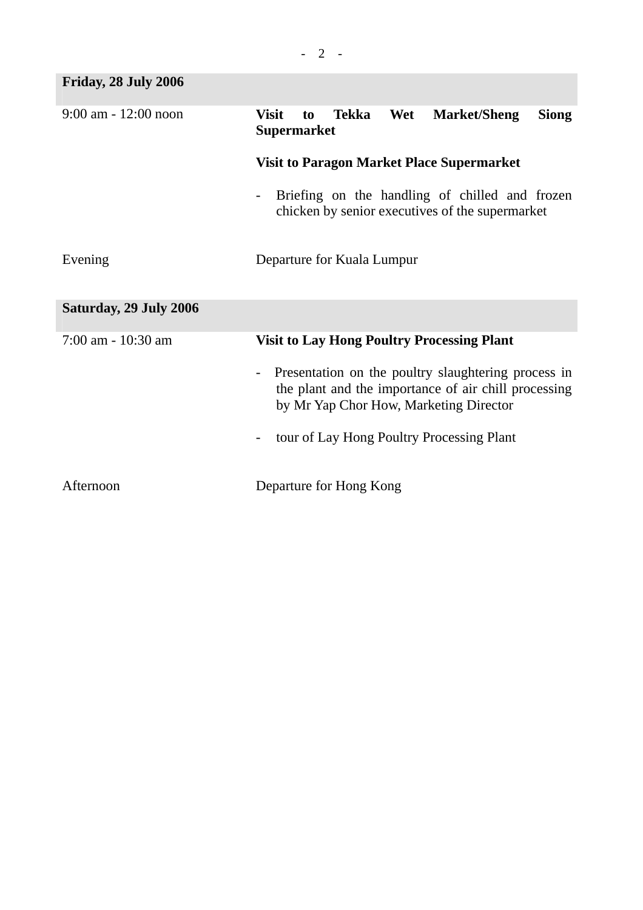| **Friday, 28 July 2006** | |
|---|---|
| 9:00 am - 12:00 noon | **Visit to Tekka Wet Market/Sheng Siong Supermarket**<br><br>**Visit to Paragon Market Place Supermarket**<br><br>- Briefing on the handling of chilled and frozen chicken by senior executives of the supermarket |
| Evening | Departure for Kuala Lumpur |

| **Saturday, 29 July 2006** | |
|---|---|
| 7:00 am - 10:30 am | **Visit to Lay Hong Poultry Processing Plant**<br><br>- Presentation on the poultry slaughtering process in the plant and the importance of air chill processing by Mr Yap Chor How, Marketing Director<br><br>- tour of Lay Hong Poultry Processing Plant |
| Afternoon | Departure for Hong Kong |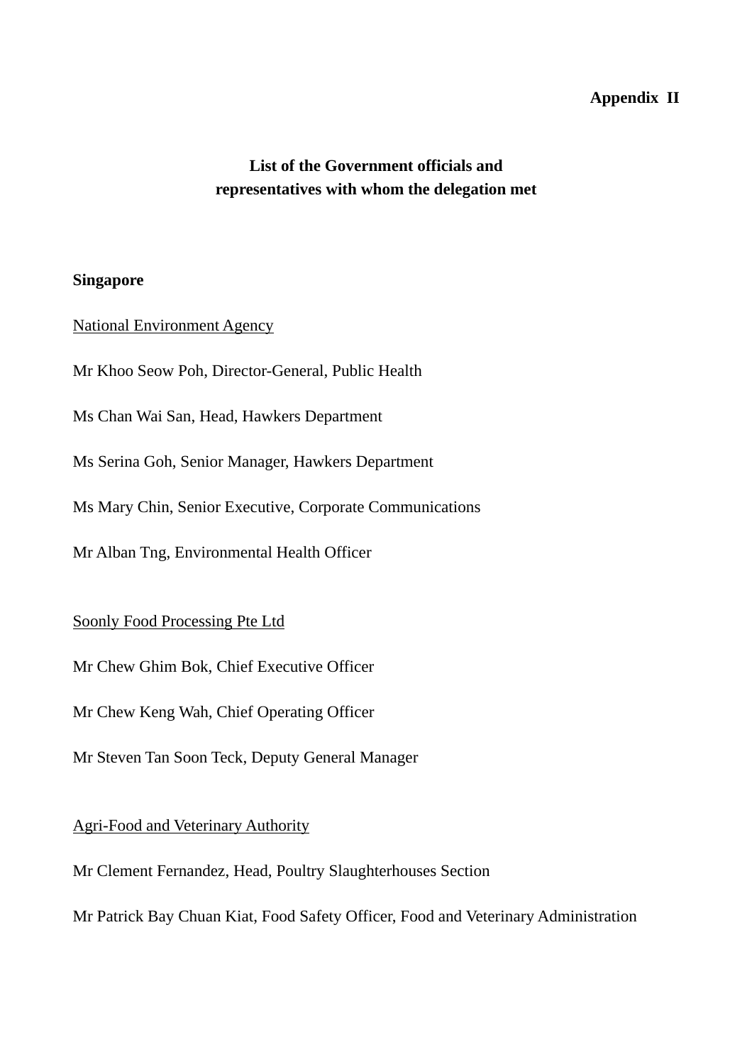**Appendix II**

**List of the Government officials and representatives with whom the delegation met**

**Singapore**

National Environment Agency

Mr Khoo Seow Poh, Director-General, Public Health

Ms Chan Wai San, Head, Hawkers Department

Ms Serina Goh, Senior Manager, Hawkers Department

Ms Mary Chin, Senior Executive, Corporate Communications

Mr Alban Tng, Environmental Health Officer

Soonly Food Processing Pte Ltd

Mr Chew Ghim Bok, Chief Executive Officer

Mr Chew Keng Wah, Chief Operating Officer

Mr Steven Tan Soon Teck, Deputy General Manager

Agri-Food and Veterinary Authority

Mr Clement Fernandez, Head, Poultry Slaughterhouses Section

Mr Patrick Bay Chuan Kiat, Food Safety Officer, Food and Veterinary Administration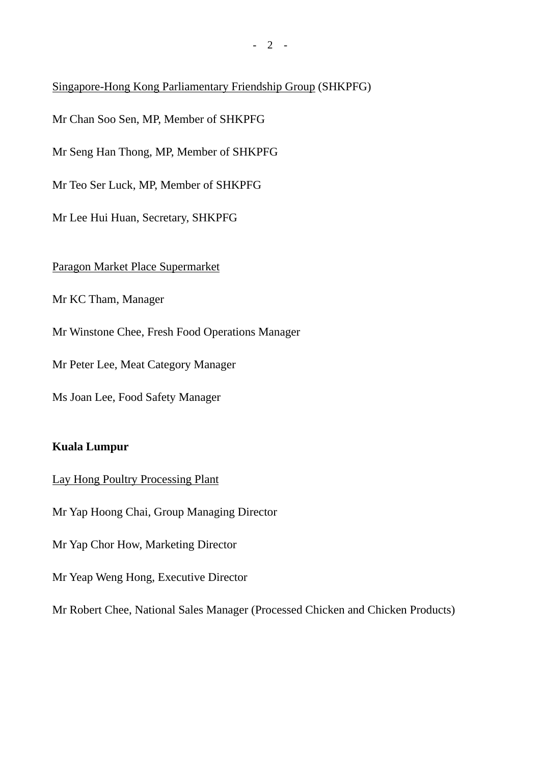<u>Singapore-Hong Kong Parliamentary Friendship Group</u> (SHKPFG)

Mr Chan Soo Sen, MP, Member of SHKPFG

Mr Seng Han Thong, MP, Member of SHKPFG

Mr Teo Ser Luck, MP, Member of SHKPFG

Mr Lee Hui Huan, Secretary, SHKPFG

<u>Paragon Market Place Supermarket</u>

Mr KC Tham, Manager

Mr Winstone Chee, Fresh Food Operations Manager

Mr Peter Lee, Meat Category Manager

Ms Joan Lee, Food Safety Manager

**Kuala Lumpur**

<u>Lay Hong Poultry Processing Plant</u>

Mr Yap Hoong Chai, Group Managing Director

Mr Yap Chor How, Marketing Director

Mr Yeap Weng Hong, Executive Director

Mr Robert Chee, National Sales Manager (Processed Chicken and Chicken Products)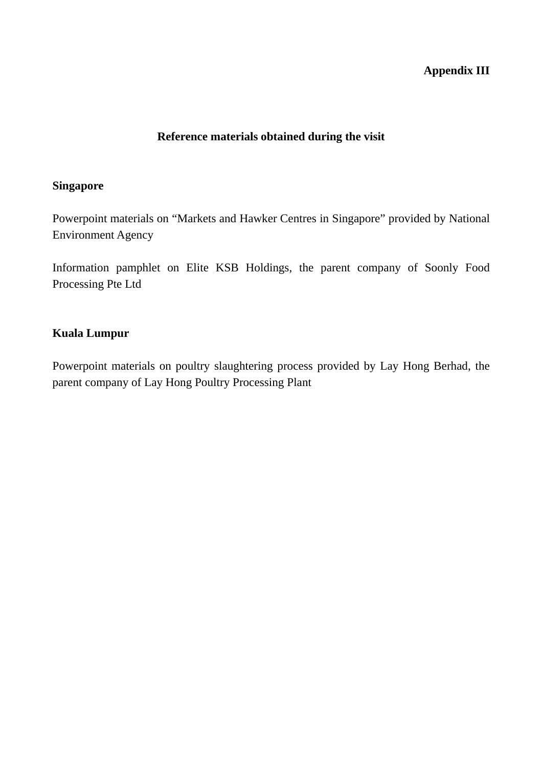**Appendix III**

## Reference materials obtained during the visit

### Singapore

Powerpoint materials on “Markets and Hawker Centres in Singapore” provided by National Environment Agency

Information pamphlet on Elite KSB Holdings, the parent company of Soonly Food Processing Pte Ltd

### Kuala Lumpur

Powerpoint materials on poultry slaughtering process provided by Lay Hong Berhad, the parent company of Lay Hong Poultry Processing Plant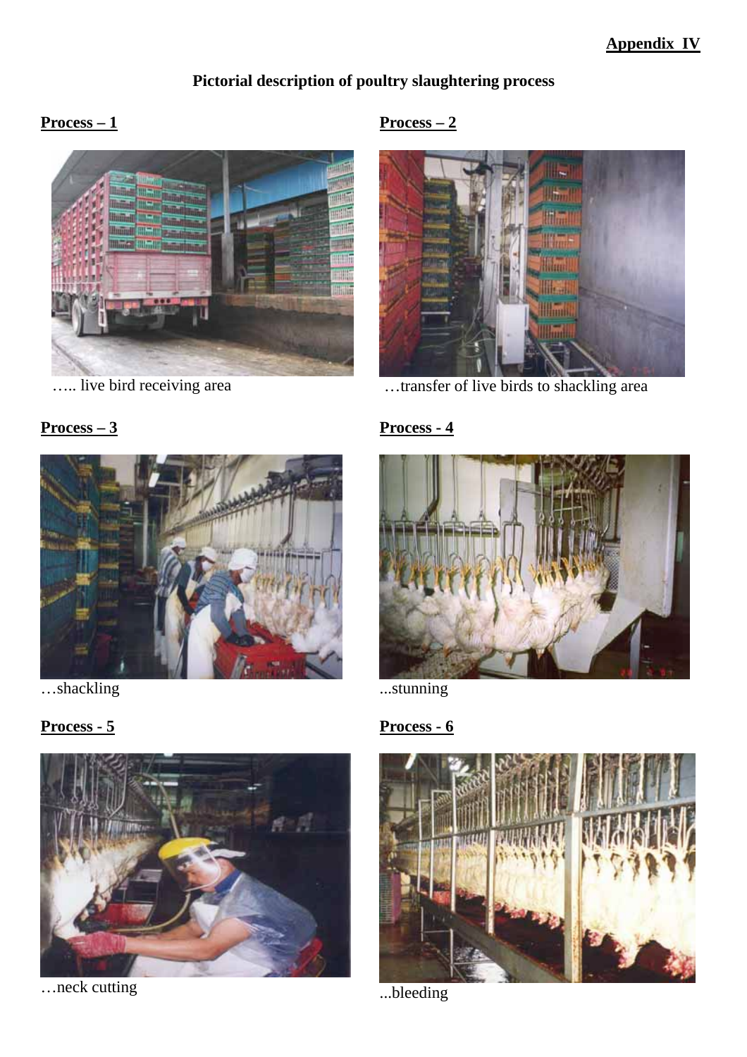**Appendix IV**

# Pictorial description of poultry slaughtering process

**Process – 1**

….. live bird receiving area

**Process – 2**

…transfer of live birds to shackling area

**Process – 3**

…shackling

**Process - 4**

...stunning

**Process - 5**

…neck cutting

**Process - 6**

...bleeding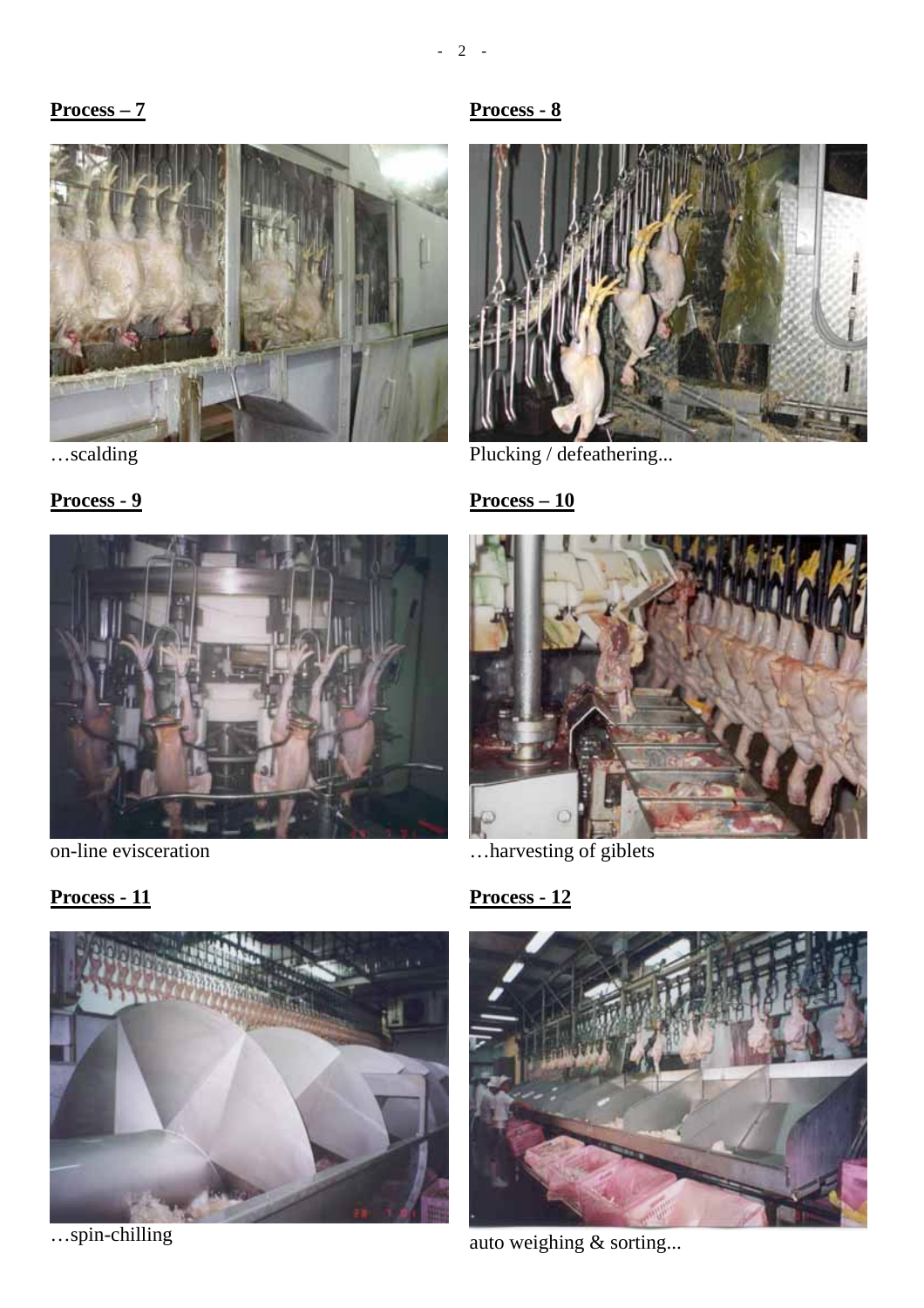**Process – 7**

…scalding

**Process - 8**

Plucking / defeathering...

**Process - 9**

on-line evisceration

**Process – 10**

…harvesting of giblets

**Process - 11**

…spin-chilling

**Process - 12**

auto weighing & sorting...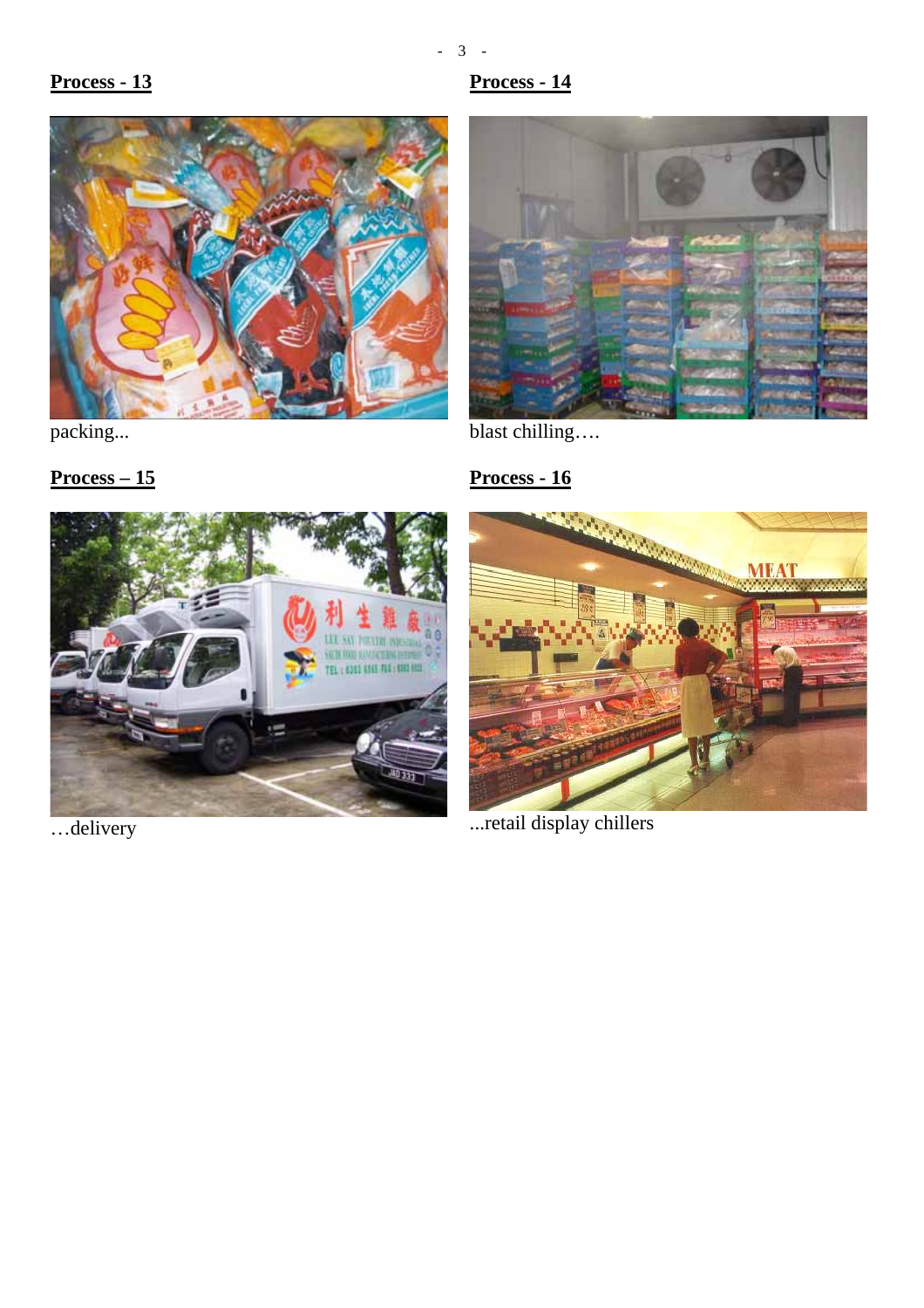**Process - 13**

packing...

**Process - 14**

blast chilling….

**Process – 15**

…delivery

**Process - 16**

...retail display chillers